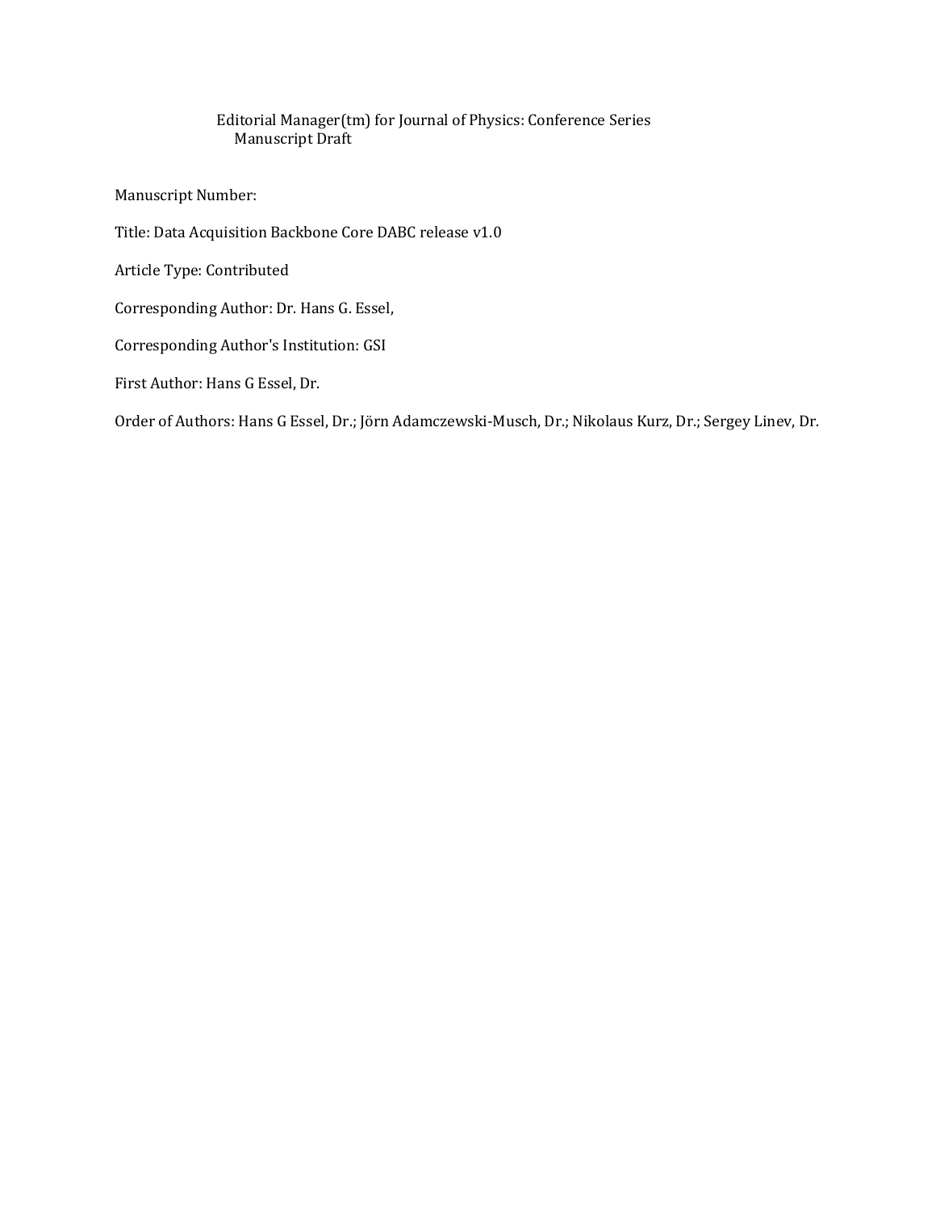Editorial Manager(tm) for Journal of Physics: Conference Series
Manuscript Draft

Manuscript Number:

Title: Data Acquisition Backbone Core DABC release v1.0

Article Type: Contributed

Corresponding Author: Dr. Hans G. Essel,

Corresponding Author's Institution: GSI

First Author: Hans G Essel, Dr.

Order of Authors: Hans G Essel, Dr.; Jörn Adamczewski-Musch, Dr.; Nikolaus Kurz, Dr.; Sergey Linev, Dr.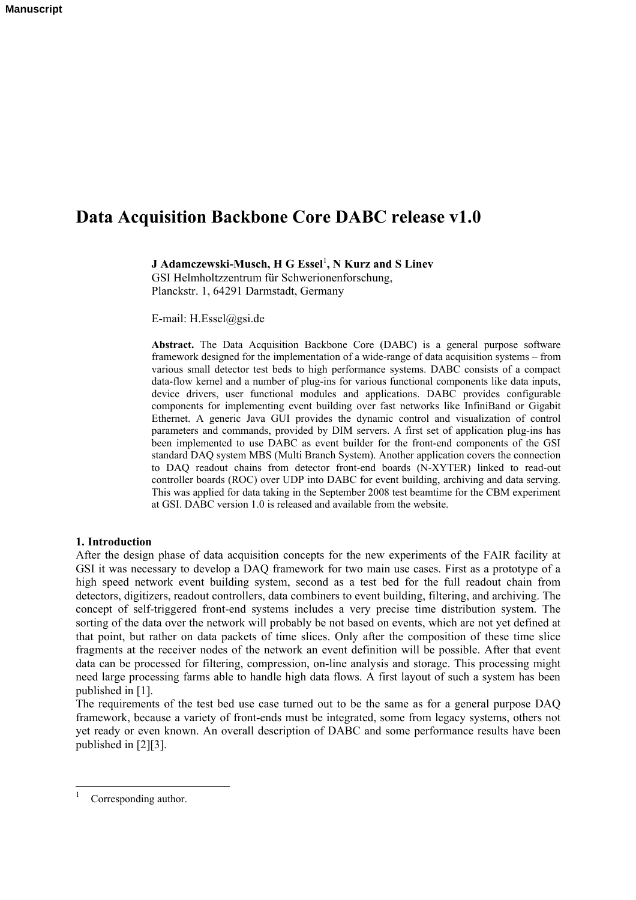# Data Acquisition Backbone Core DABC release v1.0

**J Adamczewski-Musch, H G Essel[1], N Kurz and S Linev**
GSI Helmholtzzentrum für Schwerionenforschung,
Planckstr. 1, 64291 Darmstadt, Germany

E-mail: H.Essel@gsi.de

**Abstract.** The Data Acquisition Backbone Core (DABC) is a general purpose software framework designed for the implementation of a wide-range of data acquisition systems – from various small detector test beds to high performance systems. DABC consists of a compact data-flow kernel and a number of plug-ins for various functional components like data inputs, device drivers, user functional modules and applications. DABC provides configurable components for implementing event building over fast networks like InfiniBand or Gigabit Ethernet. A generic Java GUI provides the dynamic control and visualization of control parameters and commands, provided by DIM servers. A first set of application plug-ins has been implemented to use DABC as event builder for the front-end components of the GSI standard DAQ system MBS (Multi Branch System). Another application covers the connection to DAQ readout chains from detector front-end boards (N-XYTER) linked to read-out controller boards (ROC) over UDP into DABC for event building, archiving and data serving. This was applied for data taking in the September 2008 test beamtime for the CBM experiment at GSI. DABC version 1.0 is released and available from the website.

## 1. Introduction

After the design phase of data acquisition concepts for the new experiments of the FAIR facility at GSI it was necessary to develop a DAQ framework for two main use cases. First as a prototype of a high speed network event building system, second as a test bed for the full readout chain from detectors, digitizers, readout controllers, data combiners to event building, filtering, and archiving. The concept of self-triggered front-end systems includes a very precise time distribution system. The sorting of the data over the network will probably be not based on events, which are not yet defined at that point, but rather on data packets of time slices. Only after the composition of these time slice fragments at the receiver nodes of the network an event definition will be possible. After that event data can be processed for filtering, compression, on-line analysis and storage. This processing might need large processing farms able to handle high data flows. A first layout of such a system has been published in [1].

The requirements of the test bed use case turned out to be the same as for a general purpose DAQ framework, because a variety of front-ends must be integrated, some from legacy systems, others not yet ready or even known. An overall description of DABC and some performance results have been published in [2][3].

---

[1] Corresponding author.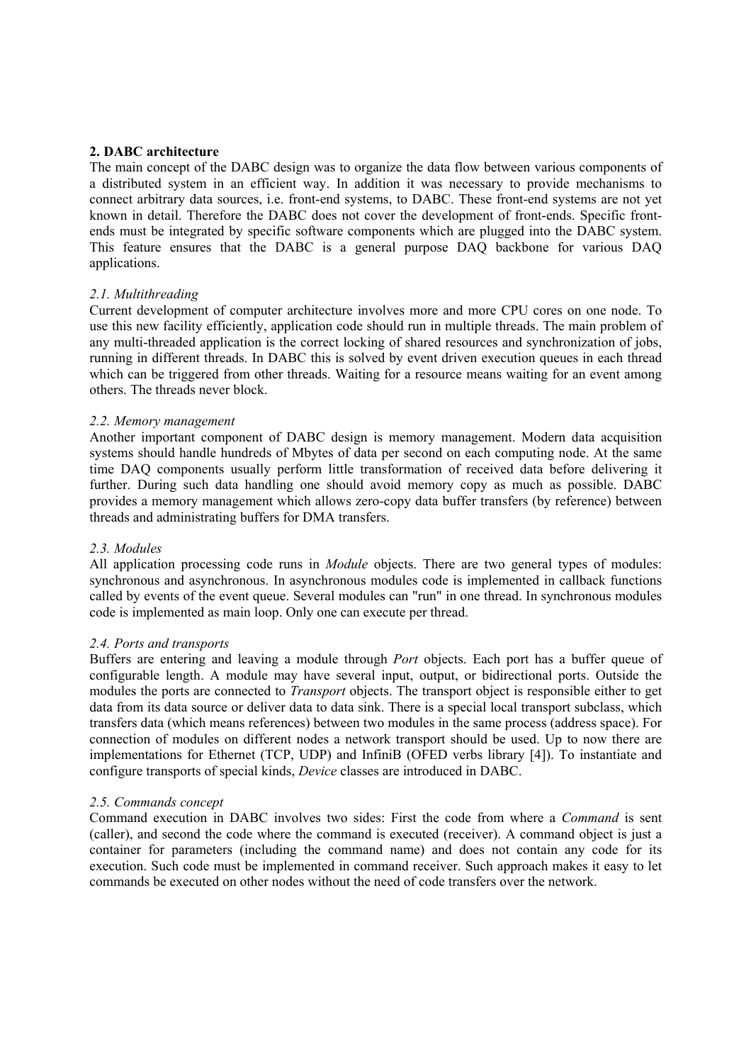## 2. DABC architecture

The main concept of the DABC design was to organize the data flow between various components of a distributed system in an efficient way. In addition it was necessary to provide mechanisms to connect arbitrary data sources, i.e. front-end systems, to DABC. These front-end systems are not yet known in detail. Therefore the DABC does not cover the development of front-ends. Specific front-ends must be integrated by specific software components which are plugged into the DABC system. This feature ensures that the DABC is a general purpose DAQ backbone for various DAQ applications.

### *2.1. Multithreading*

Current development of computer architecture involves more and more CPU cores on one node. To use this new facility efficiently, application code should run in multiple threads. The main problem of any multi-threaded application is the correct locking of shared resources and synchronization of jobs, running in different threads. In DABC this is solved by event driven execution queues in each thread which can be triggered from other threads. Waiting for a resource means waiting for an event among others. The threads never block.

### *2.2. Memory management*

Another important component of DABC design is memory management. Modern data acquisition systems should handle hundreds of Mbytes of data per second on each computing node. At the same time DAQ components usually perform little transformation of received data before delivering it further. During such data handling one should avoid memory copy as much as possible. DABC provides a memory management which allows zero-copy data buffer transfers (by reference) between threads and administrating buffers for DMA transfers.

### *2.3. Modules*

All application processing code runs in *Module* objects. There are two general types of modules: synchronous and asynchronous. In asynchronous modules code is implemented in callback functions called by events of the event queue. Several modules can "run" in one thread. In synchronous modules code is implemented as main loop. Only one can execute per thread.

### *2.4. Ports and transports*

Buffers are entering and leaving a module through *Port* objects. Each port has a buffer queue of configurable length. A module may have several input, output, or bidirectional ports. Outside the modules the ports are connected to *Transport* objects. The transport object is responsible either to get data from its data source or deliver data to data sink. There is a special local transport subclass, which transfers data (which means references) between two modules in the same process (address space). For connection of modules on different nodes a network transport should be used. Up to now there are implementations for Ethernet (TCP, UDP) and InfiniB (OFED verbs library [4]). To instantiate and configure transports of special kinds, *Device* classes are introduced in DABC.

### *2.5. Commands concept*

Command execution in DABC involves two sides: First the code from where a *Command* is sent (caller), and second the code where the command is executed (receiver). A command object is just a container for parameters (including the command name) and does not contain any code for its execution. Such code must be implemented in command receiver. Such approach makes it easy to let commands be executed on other nodes without the need of code transfers over the network.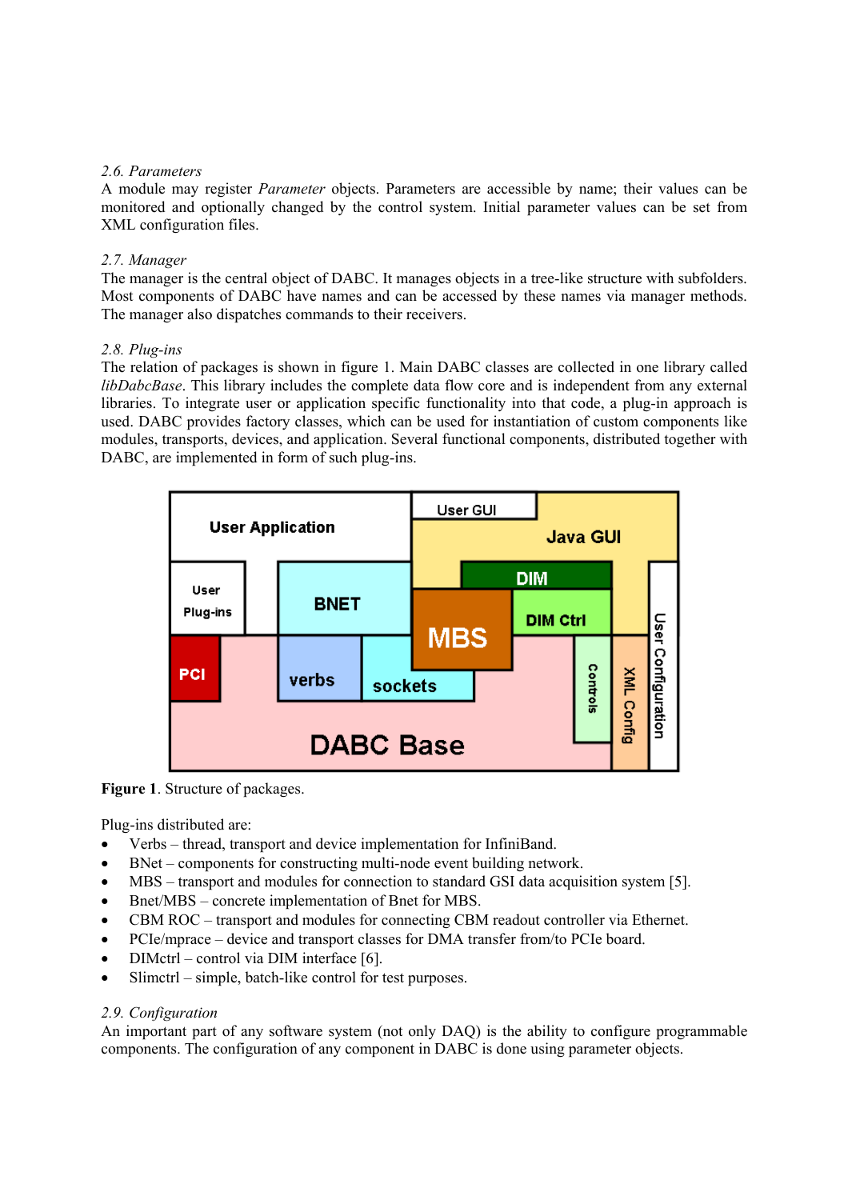### 2.6. *Parameters*

A module may register *Parameter* objects. Parameters are accessible by name; their values can be monitored and optionally changed by the control system. Initial parameter values can be set from XML configuration files.

### 2.7. *Manager*

The manager is the central object of DABC. It manages objects in a tree-like structure with subfolders. Most components of DABC have names and can be accessed by these names via manager methods. The manager also dispatches commands to their receivers.

### 2.8. *Plug-ins*

The relation of packages is shown in figure 1. Main DABC classes are collected in one library called *libDabcBase*. This library includes the complete data flow core and is independent from any external libraries. To integrate user or application specific functionality into that code, a plug-in approach is used. DABC provides factory classes, which can be used for instantiation of custom components like modules, transports, devices, and application. Several functional components, distributed together with DABC, are implemented in form of such plug-ins.

**Figure 1**. Structure of packages.

Plug-ins distributed are:

- Verbs – thread, transport and device implementation for InfiniBand.
- BNet – components for constructing multi-node event building network.
- MBS – transport and modules for connection to standard GSI data acquisition system [5].
- Bnet/MBS – concrete implementation of Bnet for MBS.
- CBM ROC – transport and modules for connecting CBM readout controller via Ethernet.
- PCIe/mprace – device and transport classes for DMA transfer from/to PCIe board.
- DIMctrl – control via DIM interface [6].
- Slimctrl – simple, batch-like control for test purposes.

### 2.9. *Configuration*

An important part of any software system (not only DAQ) is the ability to configure programmable components. The configuration of any component in DABC is done using parameter objects.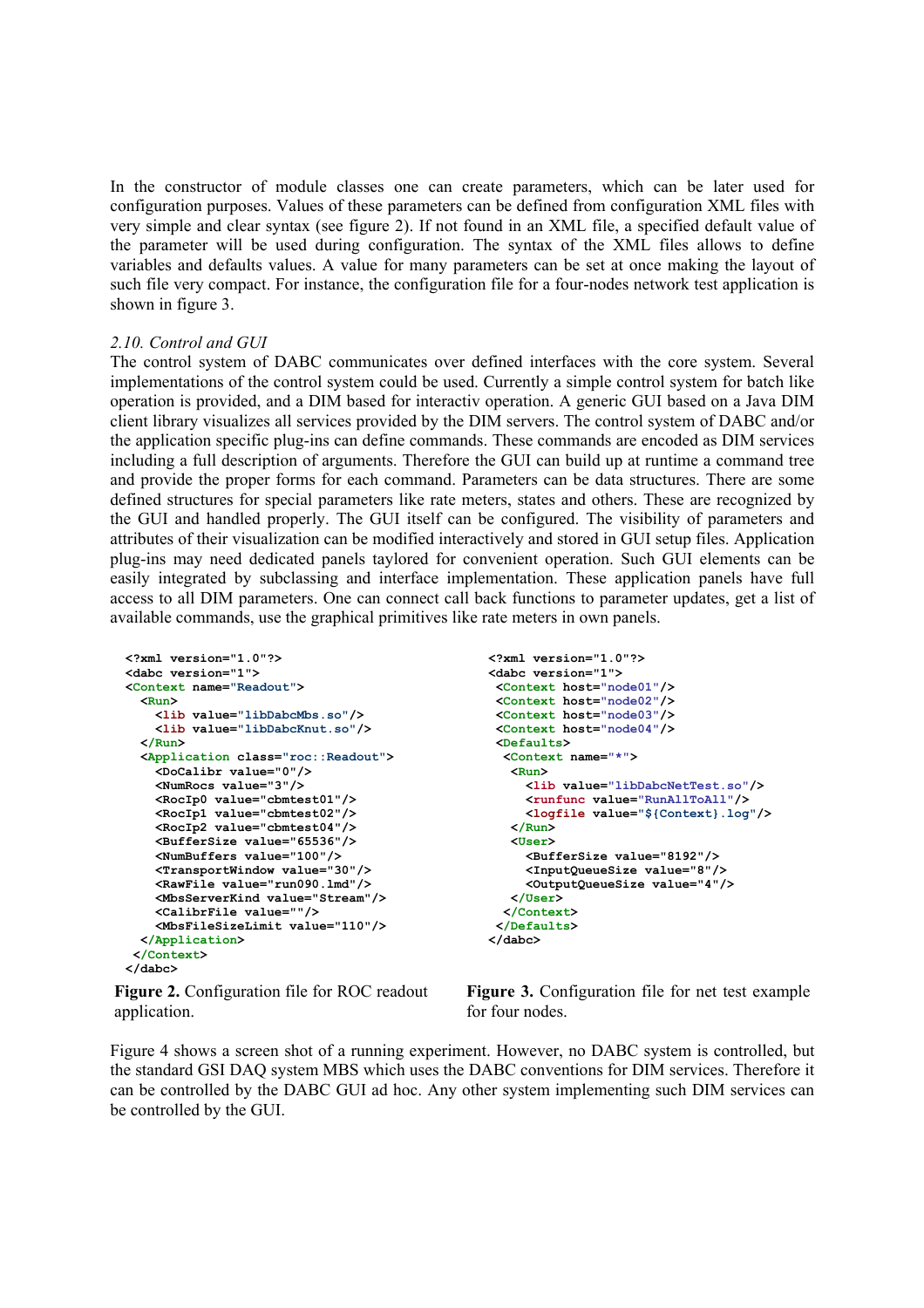In the constructor of module classes one can create parameters, which can be later used for configuration purposes. Values of these parameters can be defined from configuration XML files with very simple and clear syntax (see figure 2). If not found in an XML file, a specified default value of the parameter will be used during configuration. The syntax of the XML files allows to define variables and defaults values. A value for many parameters can be set at once making the layout of such file very compact. For instance, the configuration file for a four-nodes network test application is shown in figure 3.

### *2.10. Control and GUI*

The control system of DABC communicates over defined interfaces with the core system. Several implementations of the control system could be used. Currently a simple control system for batch like operation is provided, and a DIM based for interactiv operation. A generic GUI based on a Java DIM client library visualizes all services provided by the DIM servers. The control system of DABC and/or the application specific plug-ins can define commands. These commands are encoded as DIM services including a full description of arguments. Therefore the GUI can build up at runtime a command tree and provide the proper forms for each command. Parameters can be data structures. There are some defined structures for special parameters like rate meters, states and others. These are recognized by the GUI and handled properly. The GUI itself can be configured. The visibility of parameters and attributes of their visualization can be modified interactively and stored in GUI setup files. Application plug-ins may need dedicated panels taylored for convenient operation. Such GUI elements can be easily integrated by subclassing and interface implementation. These application panels have full access to all DIM parameters. One can connect call back functions to parameter updates, get a list of available commands, use the graphical primitives like rate meters in own panels.

```
<?xml version="1.0"?>
<dabc version="1">
<Context name="Readout">
  <Run>
    <lib value="libDabcMbs.so"/>
    <lib value="libDabcKnut.so"/>
  </Run>
  <Application class="roc::Readout">
    <DoCalibr value="0"/>
    <NumRocs value="3"/>
    <RocIp0 value="cbmtest01"/>
    <RocIp1 value="cbmtest02"/>
    <RocIp2 value="cbmtest04"/>
    <BufferSize value="65536"/>
    <NumBuffers value="100"/>
    <TransportWindow value="30"/>
    <RawFile value="run090.lmd"/>
    <MbsServerKind value="Stream"/>
    <CalibrFile value=""/>
    <MbsFileSizeLimit value="110"/>
  </Application>
 </Context>
</dabc>
```

**Figure 2.** Configuration file for ROC readout application.

```
<?xml version="1.0"?>
<dabc version="1">
 <Context host="node01"/>
 <Context host="node02"/>
 <Context host="node03"/>
 <Context host="node04"/>
 <Defaults>
  <Context name="*">
   <Run>
     <lib value="libDabcNetTest.so"/>
     <runfunc value="RunAllToAll"/>
     <logfile value="${Context}.log"/>
   </Run>
   <User>
     <BufferSize value="8192"/>
     <InputQueueSize value="8"/>
     <OutputQueueSize value="4"/>
   </User>
  </Context>
 </Defaults>
</dabc>
```

**Figure 3.** Configuration file for net test example for four nodes.

Figure 4 shows a screen shot of a running experiment. However, no DABC system is controlled, but the standard GSI DAQ system MBS which uses the DABC conventions for DIM services. Therefore it can be controlled by the DABC GUI ad hoc. Any other system implementing such DIM services can be controlled by the GUI.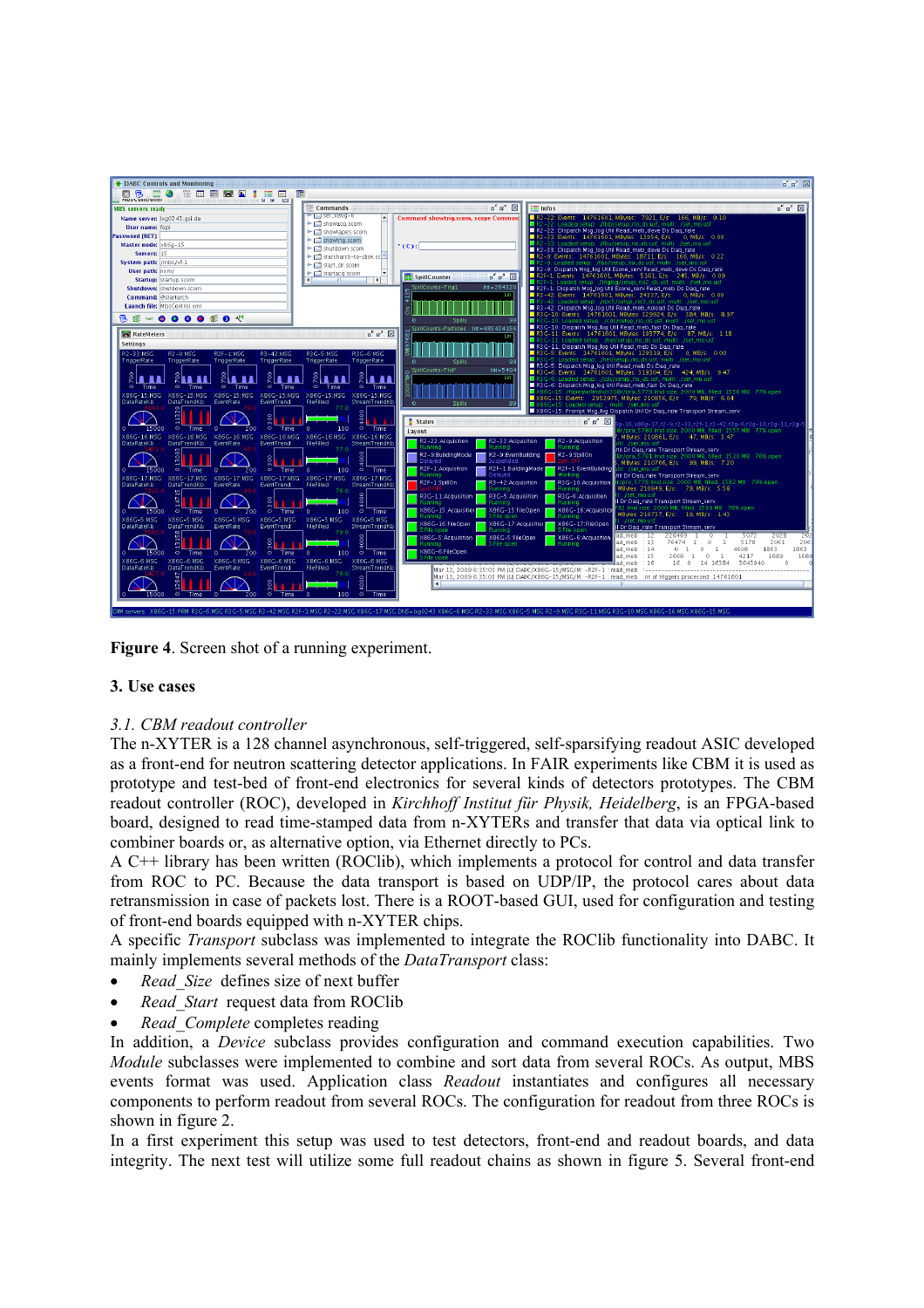**Figure 4**. Screen shot of a running experiment.

## 3. Use cases

### *3.1. CBM readout controller*

The n-XYTER is a 128 channel asynchronous, self-triggered, self-sparsifying readout ASIC developed as a front-end for neutron scattering detector applications. In FAIR experiments like CBM it is used as prototype and test-bed of front-end electronics for several kinds of detectors prototypes. The CBM readout controller (ROC), developed in *Kirchhoff Institut für Physik, Heidelberg*, is an FPGA-based board, designed to read time-stamped data from n-XYTERs and transfer that data via optical link to combiner boards or, as alternative option, via Ethernet directly to PCs.

A C++ library has been written (ROClib), which implements a protocol for control and data transfer from ROC to PC. Because the data transport is based on UDP/IP, the protocol cares about data retransmission in case of packets lost. There is a ROOT-based GUI, used for configuration and testing of front-end boards equipped with n-XYTER chips.

A specific *Transport* subclass was implemented to integrate the ROClib functionality into DABC. It mainly implements several methods of the *DataTransport* class:

- *Read_Size* defines size of next buffer
- *Read_Start* request data from ROClib
- *Read_Complete* completes reading

In addition, a *Device* subclass provides configuration and command execution capabilities. Two *Module* subclasses were implemented to combine and sort data from several ROCs. As output, MBS events format was used. Application class *Readout* instantiates and configures all necessary components to perform readout from several ROCs. The configuration for readout from three ROCs is shown in figure 2.

In a first experiment this setup was used to test detectors, front-end and readout boards, and data integrity. The next test will utilize some full readout chains as shown in figure 5. Several front-end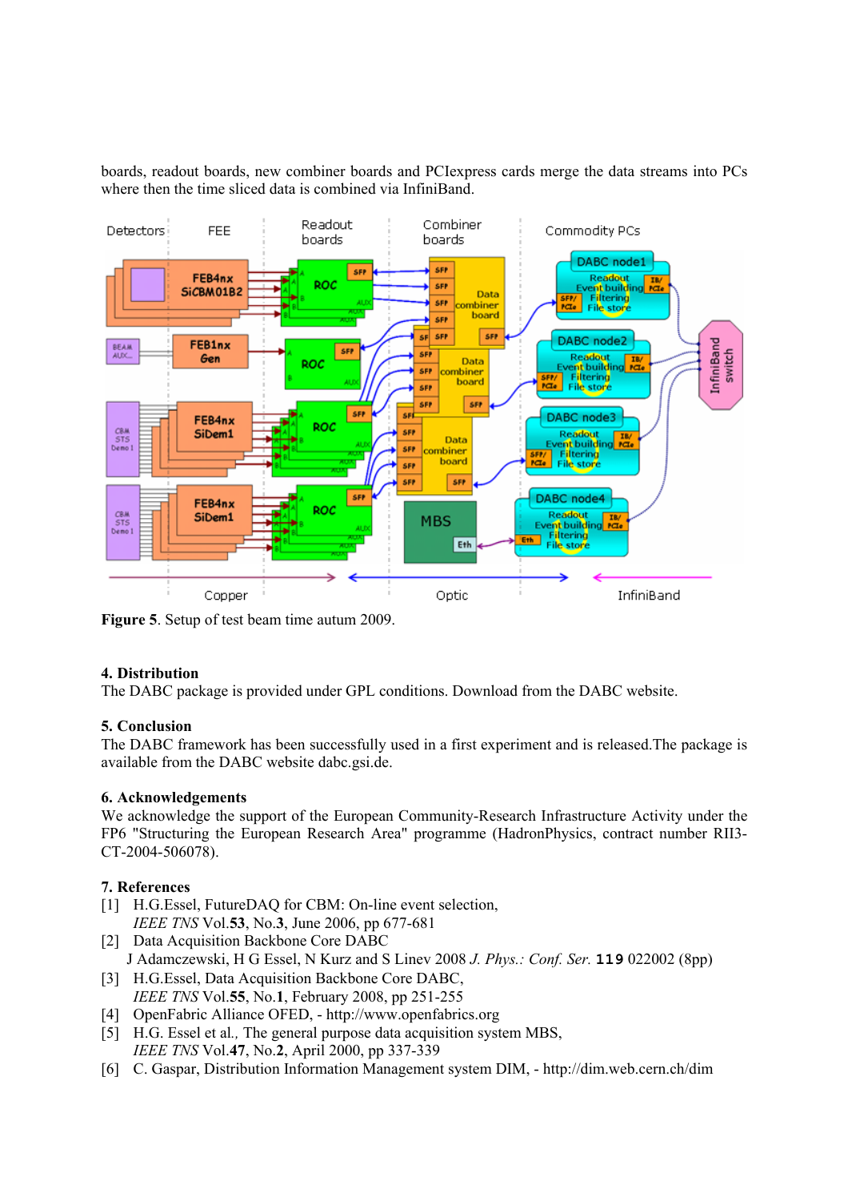boards, readout boards, new combiner boards and PCIexpress cards merge the data streams into PCs where then the time sliced data is combined via InfiniBand.

Detectors FEE Readout boards Combiner boards Commodity PCs

FEB4nx SiCBM01B2

FEB1nx Gen

FEB4nx SiDem1

FEB4nx SiDem1

BEAM AUX

CBM STS Demo I

ROC

Data combiner board

MBS

Eth

DABC node1

DABC node2

DABC node3

DABC node4

Readout Event building Filtering File store

InfiniBand switch

Copper Optic InfiniBand

**Figure 5**. Setup of test beam time autum 2009.

## 4. Distribution

The DABC package is provided under GPL conditions. Download from the DABC website.

## 5. Conclusion

The DABC framework has been successfully used in a first experiment and is released.The package is available from the DABC website dabc.gsi.de.

## 6. Acknowledgements

We acknowledge the support of the European Community-Research Infrastructure Activity under the FP6 "Structuring the European Research Area" programme (HadronPhysics, contract number RII3-CT-2004-506078).

## 7. References

[1] H.G.Essel, FutureDAQ for CBM: On-line event selection, *IEEE TNS* Vol.**53**, No.**3**, June 2006, pp 677-681

[2] Data Acquisition Backbone Core DABC
J Adamczewski, H G Essel, N Kurz and S Linev 2008 *J. Phys.: Conf. Ser.* **119** 022002 (8pp)

[3] H.G.Essel, Data Acquisition Backbone Core DABC, *IEEE TNS* Vol.**55**, No.**1**, February 2008, pp 251-255

[4] OpenFabric Alliance OFED, - http://www.openfabrics.org

[5] H.G. Essel et al., The general purpose data acquisition system MBS, *IEEE TNS* Vol.**47**, No.**2**, April 2000, pp 337-339

[6] C. Gaspar, Distribution Information Management system DIM, - http://dim.web.cern.ch/dim